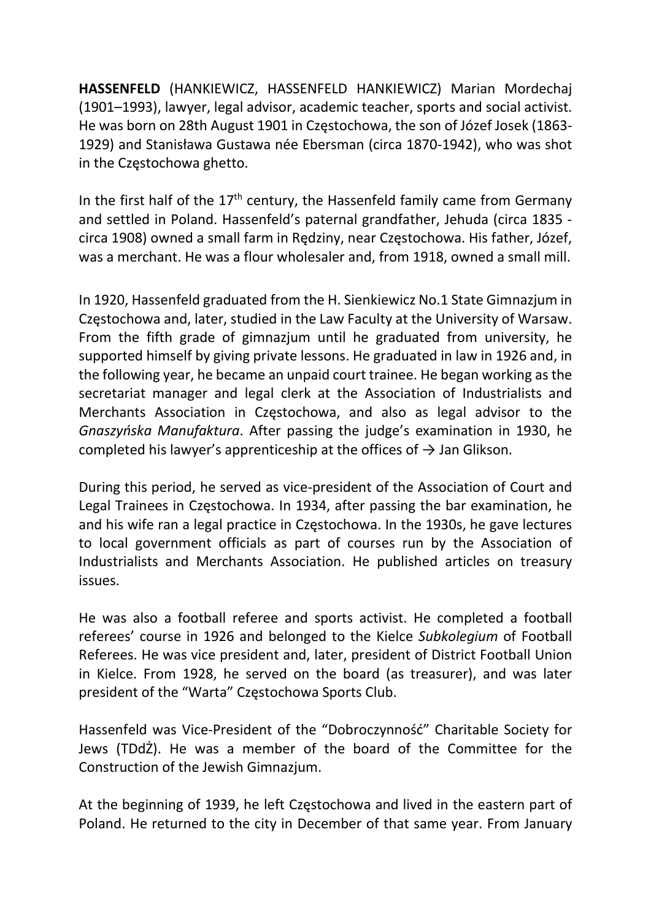**HASSENFELD** (HANKIEWICZ, HASSENFELD HANKIEWICZ) Marian Mordechaj (1901–1993), lawyer, legal advisor, academic teacher, sports and social activist. He was born on 28th August 1901 in Częstochowa, the son of Józef Josek (1863-1929) and Stanisława Gustawa née Ebersman (circa 1870-1942), who was shot in the Częstochowa ghetto.

In the first half of the 17th century, the Hassenfeld family came from Germany and settled in Poland. Hassenfeld's paternal grandfather, Jehuda (circa 1835 - circa 1908) owned a small farm in Rędziny, near Częstochowa. His father, Józef, was a merchant. He was a flour wholesaler and, from 1918, owned a small mill.

In 1920, Hassenfeld graduated from the H. Sienkiewicz No.1 State Gimnazjum in Częstochowa and, later, studied in the Law Faculty at the University of Warsaw. From the fifth grade of gimnazjum until he graduated from university, he supported himself by giving private lessons. He graduated in law in 1926 and, in the following year, he became an unpaid court trainee. He began working as the secretariat manager and legal clerk at the Association of Industrialists and Merchants Association in Częstochowa, and also as legal advisor to the *Gnaszyńska Manufaktura*. After passing the judge's examination in 1930, he completed his lawyer's apprenticeship at the offices of → Jan Glikson.

During this period, he served as vice-president of the Association of Court and Legal Trainees in Częstochowa. In 1934, after passing the bar examination, he and his wife ran a legal practice in Częstochowa. In the 1930s, he gave lectures to local government officials as part of courses run by the Association of Industrialists and Merchants Association. He published articles on treasury issues.

He was also a football referee and sports activist. He completed a football referees' course in 1926 and belonged to the Kielce *Subkolegium* of Football Referees. He was vice president and, later, president of District Football Union in Kielce. From 1928, he served on the board (as treasurer), and was later president of the "Warta" Częstochowa Sports Club.

Hassenfeld was Vice-President of the "Dobroczynność" Charitable Society for Jews (TDdŻ). He was a member of the board of the Committee for the Construction of the Jewish Gimnazjum.

At the beginning of 1939, he left Częstochowa and lived in the eastern part of Poland. He returned to the city in December of that same year. From January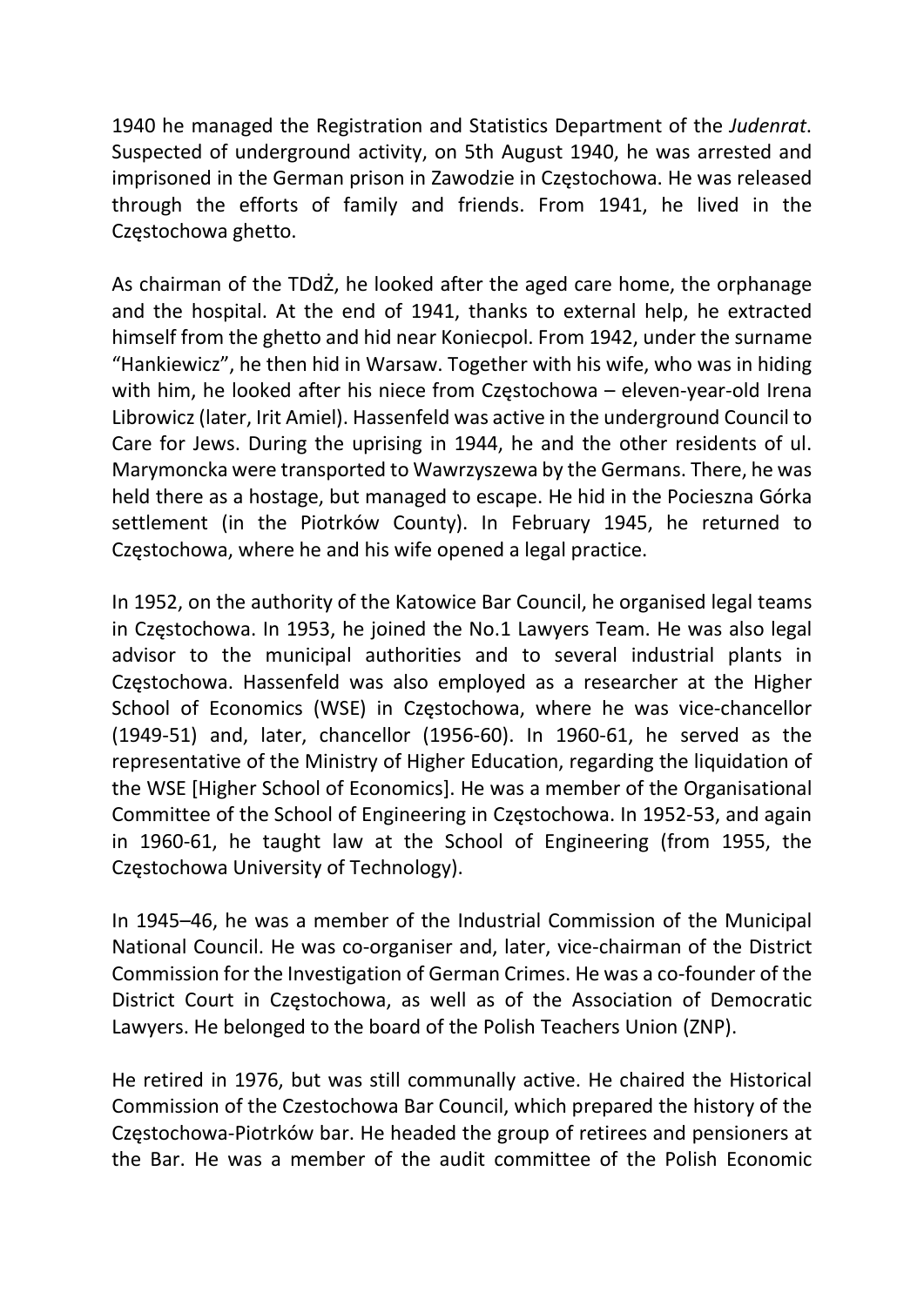1940 he managed the Registration and Statistics Department of the *Judenrat*. Suspected of underground activity, on 5th August 1940, he was arrested and imprisoned in the German prison in Zawodzie in Częstochowa. He was released through the efforts of family and friends. From 1941, he lived in the Częstochowa ghetto.

As chairman of the TDdŻ, he looked after the aged care home, the orphanage and the hospital. At the end of 1941, thanks to external help, he extracted himself from the ghetto and hid near Koniecpol. From 1942, under the surname "Hankiewicz", he then hid in Warsaw. Together with his wife, who was in hiding with him, he looked after his niece from Częstochowa – eleven-year-old Irena Librowicz (later, Irit Amiel). Hassenfeld was active in the underground Council to Care for Jews. During the uprising in 1944, he and the other residents of ul. Marymoncka were transported to Wawrzyszewa by the Germans. There, he was held there as a hostage, but managed to escape. He hid in the Pocieszna Górka settlement (in the Piotrków County). In February 1945, he returned to Częstochowa, where he and his wife opened a legal practice.

In 1952, on the authority of the Katowice Bar Council, he organised legal teams in Częstochowa. In 1953, he joined the No.1 Lawyers Team. He was also legal advisor to the municipal authorities and to several industrial plants in Częstochowa. Hassenfeld was also employed as a researcher at the Higher School of Economics (WSE) in Częstochowa, where he was vice-chancellor (1949-51) and, later, chancellor (1956-60). In 1960-61, he served as the representative of the Ministry of Higher Education, regarding the liquidation of the WSE [Higher School of Economics]. He was a member of the Organisational Committee of the School of Engineering in Częstochowa. In 1952-53, and again in 1960-61, he taught law at the School of Engineering (from 1955, the Częstochowa University of Technology).

In 1945–46, he was a member of the Industrial Commission of the Municipal National Council. He was co-organiser and, later, vice-chairman of the District Commission for the Investigation of German Crimes. He was a co-founder of the District Court in Częstochowa, as well as of the Association of Democratic Lawyers. He belonged to the board of the Polish Teachers Union (ZNP).

He retired in 1976, but was still communally active. He chaired the Historical Commission of the Czestochowa Bar Council, which prepared the history of the Częstochowa-Piotrków bar. He headed the group of retirees and pensioners at the Bar. He was a member of the audit committee of the Polish Economic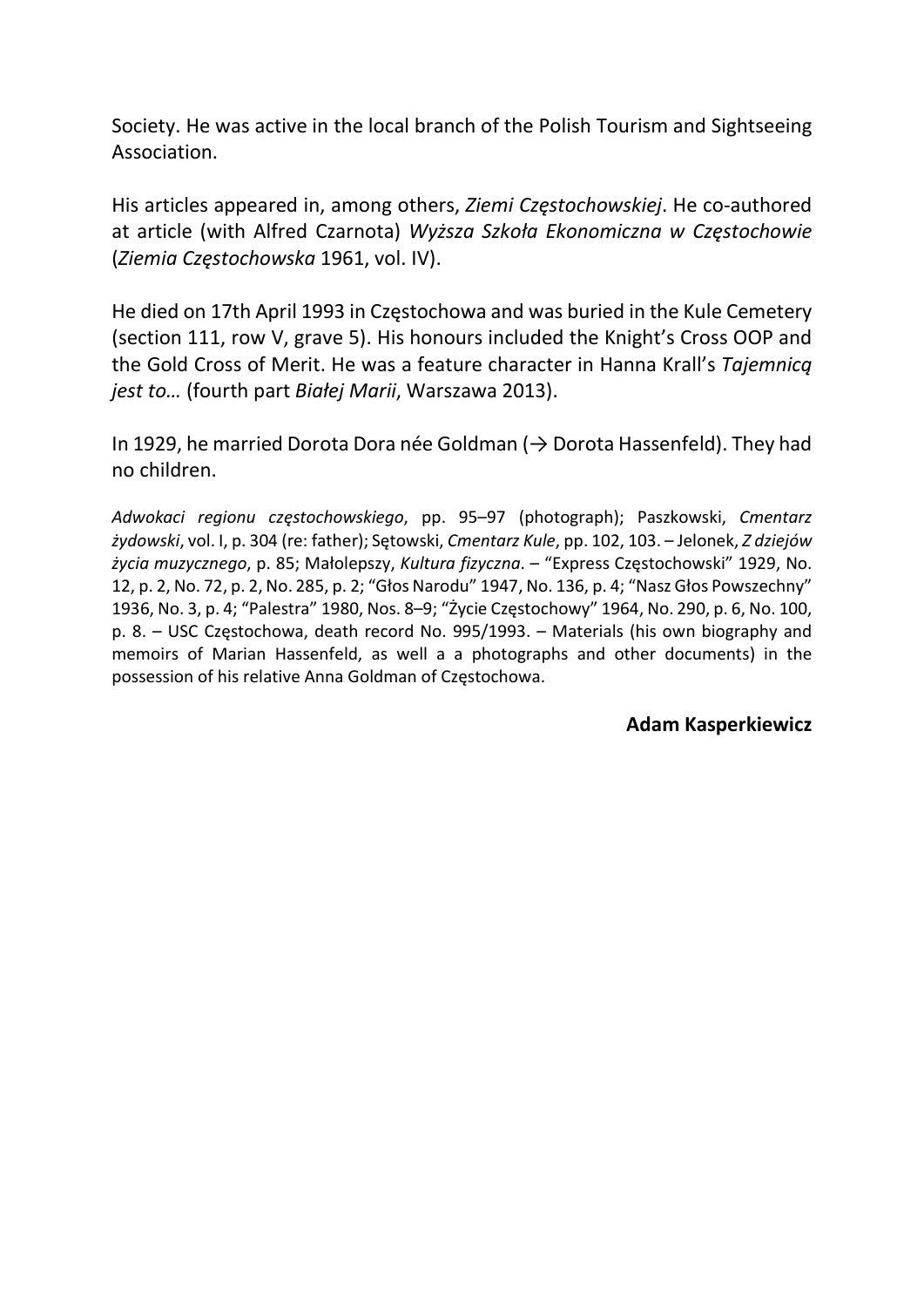Society. He was active in the local branch of the Polish Tourism and Sightseeing Association.

His articles appeared in, among others, *Ziemi Częstochowskiej*. He co-authored at article (with Alfred Czarnota) *Wyższa Szkoła Ekonomiczna w Częstochowie* (*Ziemia Częstochowska* 1961, vol. IV).

He died on 17th April 1993 in Częstochowa and was buried in the Kule Cemetery (section 111, row V, grave 5). His honours included the Knight's Cross OOP and the Gold Cross of Merit. He was a feature character in Hanna Krall's *Tajemnicą jest to…* (fourth part *Białej Marii*, Warszawa 2013).

In 1929, he married Dorota Dora née Goldman (→ Dorota Hassenfeld). They had no children.

*Adwokaci regionu częstochowskiego*, pp. 95–97 (photograph); Paszkowski, *Cmentarz żydowski*, vol. I, p. 304 (re: father); Sętowski, *Cmentarz Kule*, pp. 102, 103. – Jelonek, *Z dziejów życia muzycznego*, p. 85; Małolepszy, *Kultura fizyczna*. – "Express Częstochowski" 1929, No. 12, p. 2, No. 72, p. 2, No. 285, p. 2; "Głos Narodu" 1947, No. 136, p. 4; "Nasz Głos Powszechny" 1936, No. 3, p. 4; "Palestra" 1980, Nos. 8–9; "Życie Częstochowy" 1964, No. 290, p. 6, No. 100, p. 8. – USC Częstochowa, death record No. 995/1993. – Materials (his own biography and memoirs of Marian Hassenfeld, as well a a photographs and other documents) in the possession of his relative Anna Goldman of Częstochowa.

**Adam Kasperkiewicz**